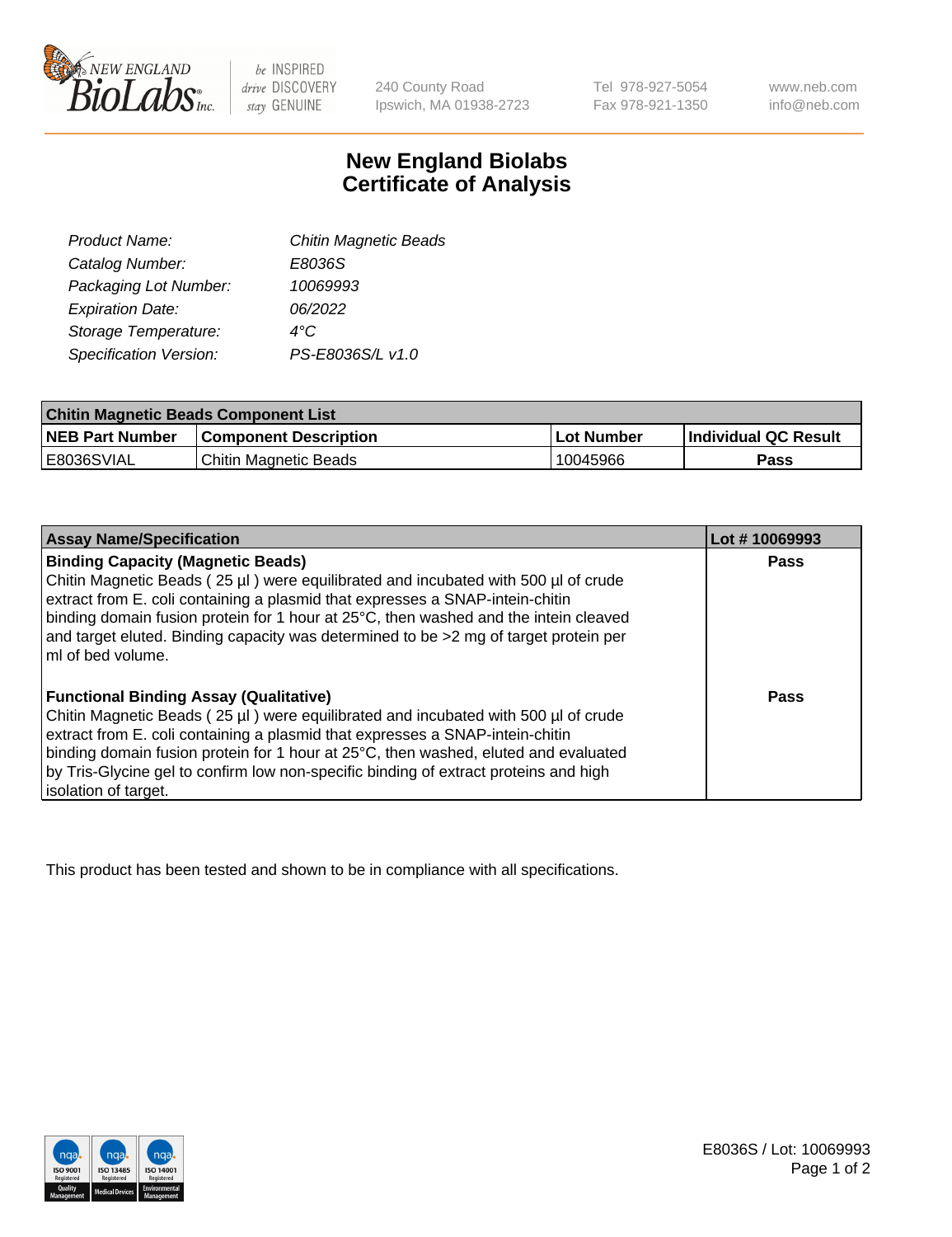# New England Biolabs
# Certificate of Analysis

| | |
|---|---|
| *Product Name:* | *Chitin Magnetic Beads* |
| *Catalog Number:* | *E8036S* |
| *Packaging Lot Number:* | *10069993* |
| *Expiration Date:* | *06/2022* |
| *Storage Temperature:* | *4°C* |
| *Specification Version:* | *PS-E8036S/L v1.0* |

| Chitin Magnetic Beads Component List | | | |
|---|---|---|---|
| **NEB Part Number** | **Component Description** | **Lot Number** | **Individual QC Result** |
| E8036SVIAL | Chitin Magnetic Beads | 10045966 | **Pass** |

| Assay Name/Specification | Lot # 10069993 |
|---|---|
| **Binding Capacity (Magnetic Beads)**<br>Chitin Magnetic Beads ( 25 µl ) were equilibrated and incubated with 500 µl of crude extract from E. coli containing a plasmid that expresses a SNAP-intein-chitin binding domain fusion protein for 1 hour at 25°C, then washed and the intein cleaved and target eluted. Binding capacity was determined to be >2 mg of target protein per ml of bed volume. | **Pass** |
| **Functional Binding Assay (Qualitative)**<br>Chitin Magnetic Beads ( 25 µl ) were equilibrated and incubated with 500 µl of crude extract from E. coli containing a plasmid that expresses a SNAP-intein-chitin binding domain fusion protein for 1 hour at 25°C, then washed, eluted and evaluated by Tris-Glycine gel to confirm low non-specific binding of extract proteins and high isolation of target. | **Pass** |

This product has been tested and shown to be in compliance with all specifications.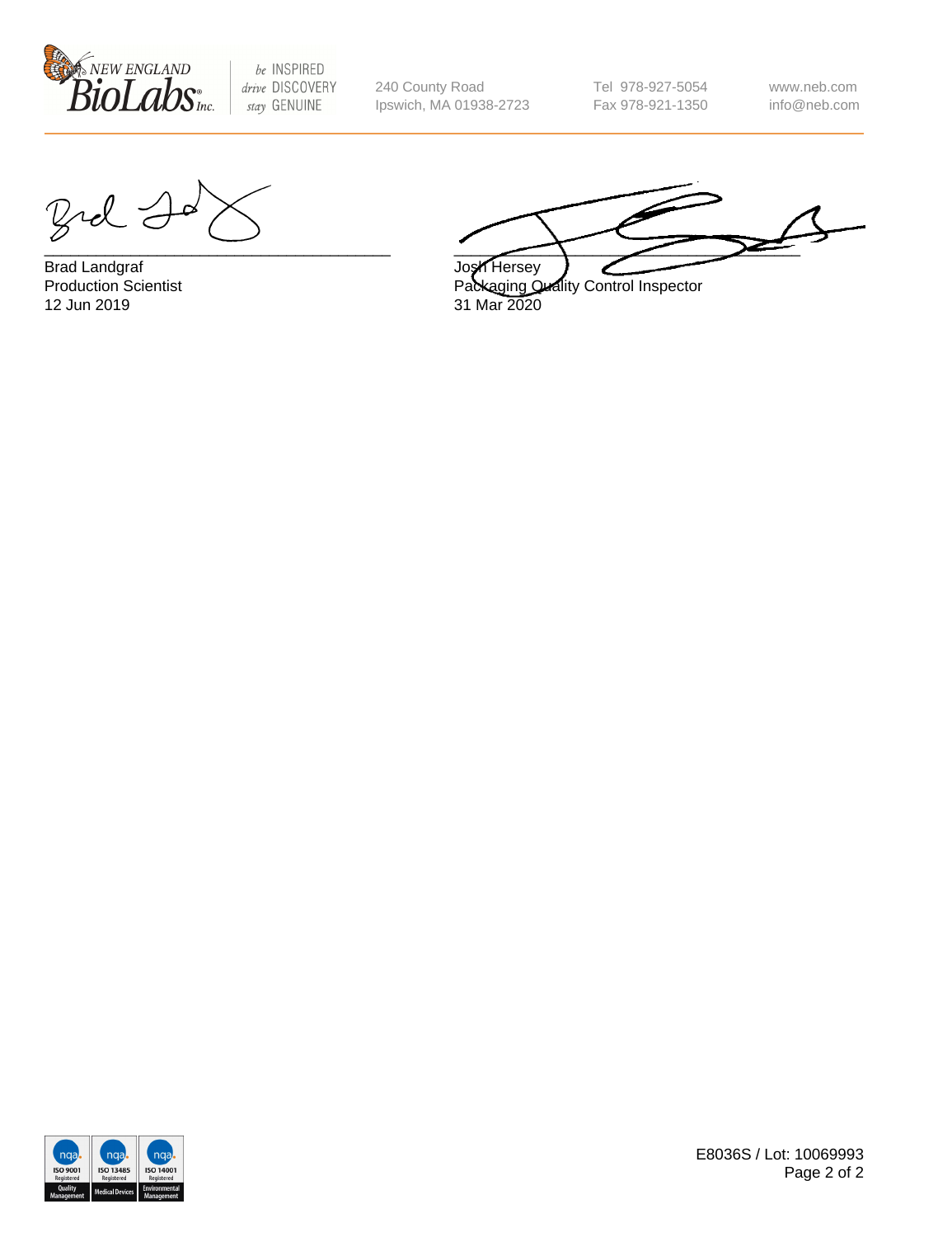Brad Landgraf
Production Scientist
12 Jun 2019

Josh Hersey
Packaging Quality Control Inspector
31 Mar 2020

E8036S / Lot: 10069993